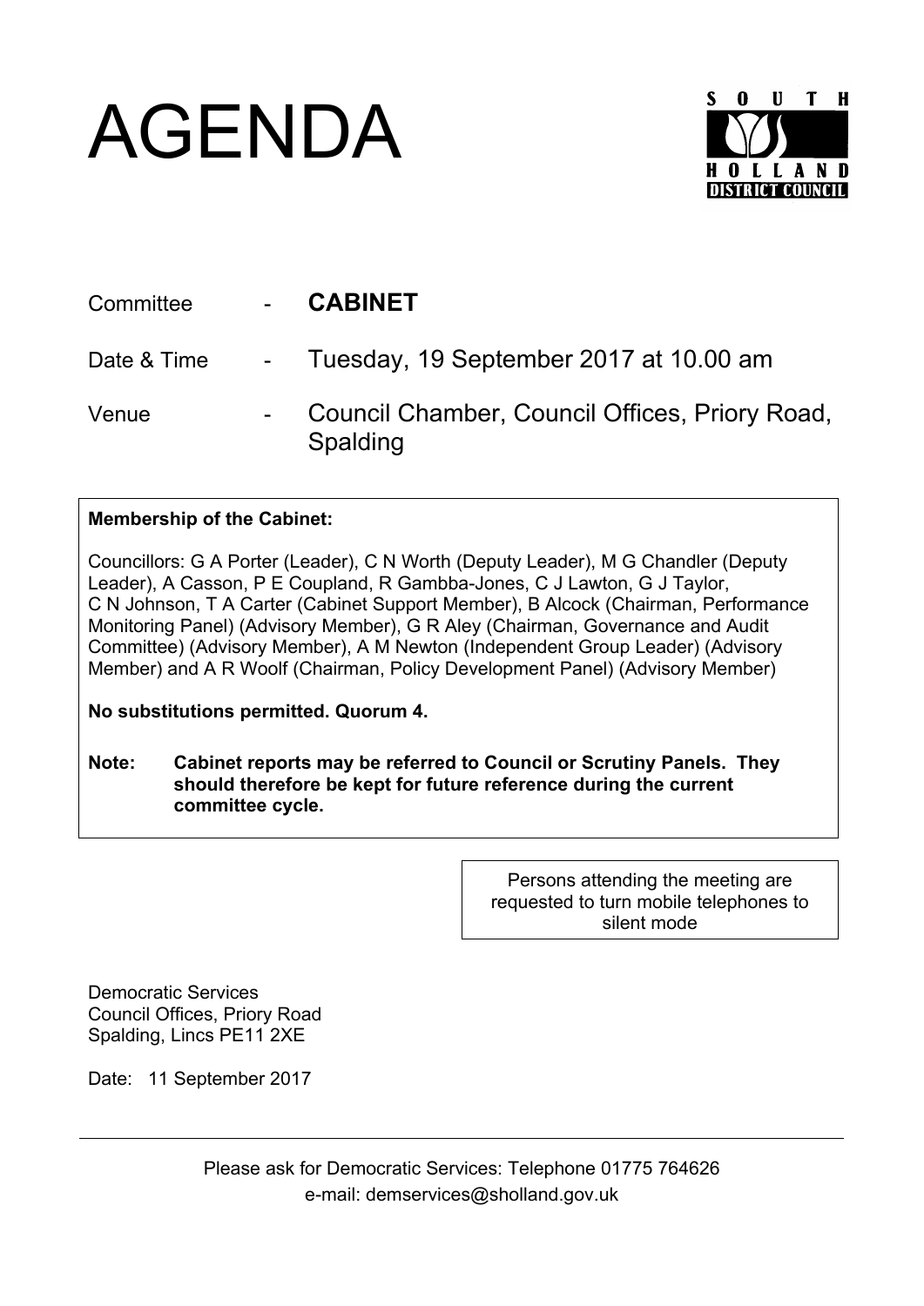# AGENDA

SOUTH HOLLAND DISTRICT COUNCIL

| | | |
|---|---|---|
| Committee | - | **CABINET** |
| Date & Time | - | Tuesday, 19 September 2017 at 10.00 am |
| Venue | - | Council Chamber, Council Offices, Priory Road, Spalding |

**Membership of the Cabinet:**

Councillors: G A Porter (Leader), C N Worth (Deputy Leader), M G Chandler (Deputy Leader), A Casson, P E Coupland, R Gambba-Jones, C J Lawton, G J Taylor, C N Johnson, T A Carter (Cabinet Support Member), B Alcock (Chairman, Performance Monitoring Panel) (Advisory Member), G R Aley (Chairman, Governance and Audit Committee) (Advisory Member), A M Newton (Independent Group Leader) (Advisory Member) and A R Woolf (Chairman, Policy Development Panel) (Advisory Member)

**No substitutions permitted. Quorum 4.**

**Note: Cabinet reports may be referred to Council or Scrutiny Panels. They should therefore be kept for future reference during the current committee cycle.**

Persons attending the meeting are requested to turn mobile telephones to silent mode

Democratic Services
Council Offices, Priory Road
Spalding, Lincs PE11 2XE

Date: 11 September 2017

---

Please ask for Democratic Services: Telephone 01775 764626
e-mail: demservices@sholland.gov.uk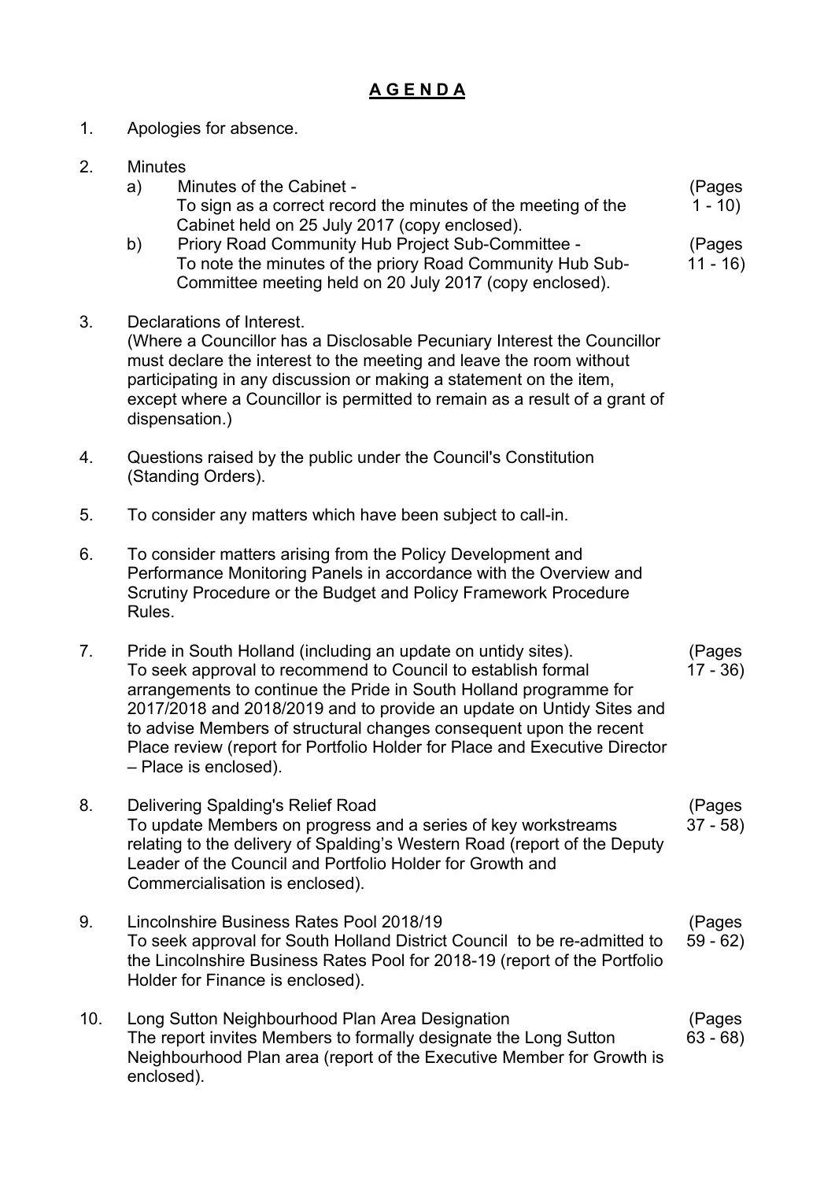# A G E N D A

1. Apologies for absence.

2. Minutes
   a) Minutes of the Cabinet - (Pages 1 - 10)
   To sign as a correct record the minutes of the meeting of the Cabinet held on 25 July 2017 (copy enclosed).
   b) Priory Road Community Hub Project Sub-Committee - (Pages 11 - 16)
   To note the minutes of the priory Road Community Hub Sub-Committee meeting held on 20 July 2017 (copy enclosed).

3. Declarations of Interest.
   (Where a Councillor has a Disclosable Pecuniary Interest the Councillor must declare the interest to the meeting and leave the room without participating in any discussion or making a statement on the item, except where a Councillor is permitted to remain as a result of a grant of dispensation.)

4. Questions raised by the public under the Council's Constitution (Standing Orders).

5. To consider any matters which have been subject to call-in.

6. To consider matters arising from the Policy Development and Performance Monitoring Panels in accordance with the Overview and Scrutiny Procedure or the Budget and Policy Framework Procedure Rules.

7. Pride in South Holland (including an update on untidy sites). (Pages 17 - 36)
   To seek approval to recommend to Council to establish formal arrangements to continue the Pride in South Holland programme for 2017/2018 and 2018/2019 and to provide an update on Untidy Sites and to advise Members of structural changes consequent upon the recent Place review (report for Portfolio Holder for Place and Executive Director – Place is enclosed).

8. Delivering Spalding's Relief Road (Pages 37 - 58)
   To update Members on progress and a series of key workstreams relating to the delivery of Spalding's Western Road (report of the Deputy Leader of the Council and Portfolio Holder for Growth and Commercialisation is enclosed).

9. Lincolnshire Business Rates Pool 2018/19 (Pages 59 - 62)
   To seek approval for South Holland District Council to be re-admitted to the Lincolnshire Business Rates Pool for 2018-19 (report of the Portfolio Holder for Finance is enclosed).

10. Long Sutton Neighbourhood Plan Area Designation (Pages 63 - 68)
    The report invites Members to formally designate the Long Sutton Neighbourhood Plan area (report of the Executive Member for Growth is enclosed).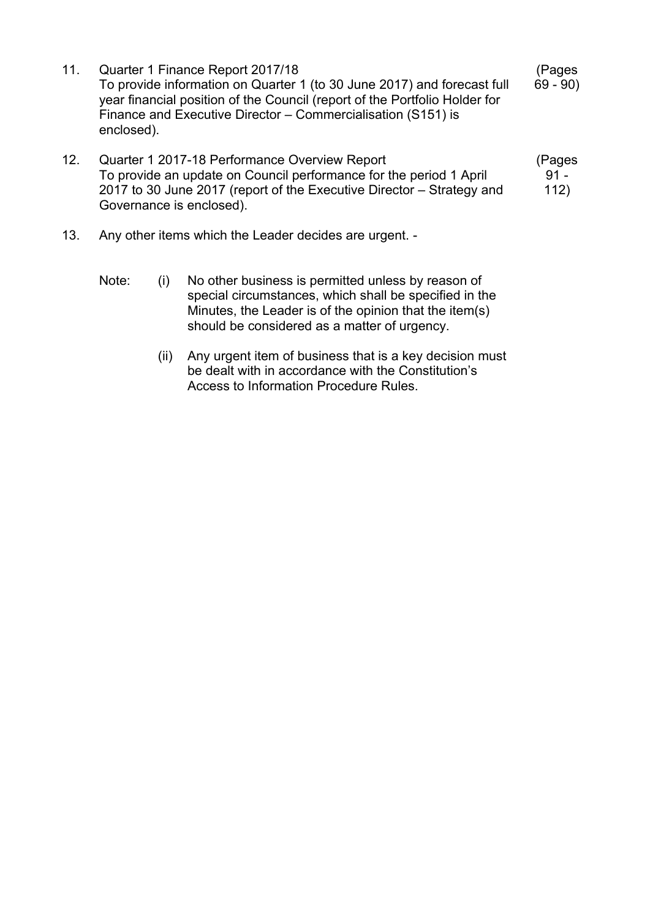11. Quarter 1 Finance Report 2017/18 (Pages 69 - 90)
    To provide information on Quarter 1 (to 30 June 2017) and forecast full year financial position of the Council (report of the Portfolio Holder for Finance and Executive Director – Commercialisation (S151) is enclosed).

12. Quarter 1 2017-18 Performance Overview Report (Pages 91 - 112)
    To provide an update on Council performance for the period 1 April 2017 to 30 June 2017 (report of the Executive Director – Strategy and Governance is enclosed).

13. Any other items which the Leader decides are urgent. -

    Note: (i) No other business is permitted unless by reason of special circumstances, which shall be specified in the Minutes, the Leader is of the opinion that the item(s) should be considered as a matter of urgency.

    (ii) Any urgent item of business that is a key decision must be dealt with in accordance with the Constitution's Access to Information Procedure Rules.